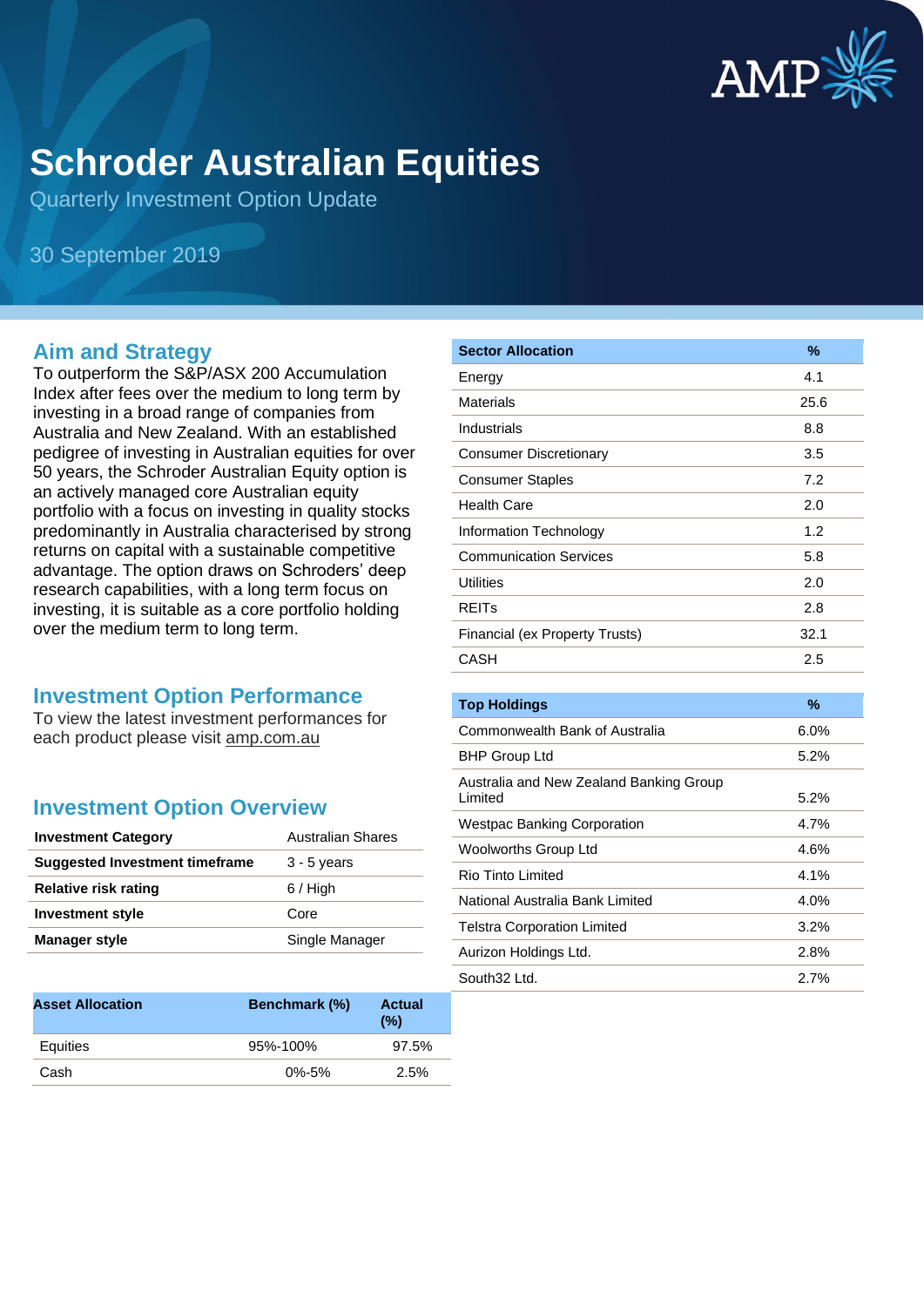# Schroder Australian Equities

Quarterly Investment Option Update

30 September 2019

## Aim and Strategy

To outperform the S&P/ASX 200 Accumulation Index after fees over the medium to long term by investing in a broad range of companies from Australia and New Zealand. With an established pedigree of investing in Australian equities for over 50 years, the Schroder Australian Equity option is an actively managed core Australian equity portfolio with a focus on investing in quality stocks predominantly in Australia characterised by strong returns on capital with a sustainable competitive advantage. The option draws on Schroders' deep research capabilities, with a long term focus on investing, it is suitable as a core portfolio holding over the medium term to long term.

## Investment Option Performance

To view the latest investment performances for each product please visit amp.com.au

## Investment Option Overview

| | |
|---|---|
| **Investment Category** | Australian Shares |
| **Suggested Investment timeframe** | 3 - 5 years |
| **Relative risk rating** | 6 / High |
| **Investment style** | Core |
| **Manager style** | Single Manager |

| Asset Allocation | Benchmark (%) | Actual (%) |
|---|---|---|
| Equities | 95%-100% | 97.5% |
| Cash | 0%-5% | 2.5% |

| Sector Allocation | % |
|---|---|
| Energy | 4.1 |
| Materials | 25.6 |
| Industrials | 8.8 |
| Consumer Discretionary | 3.5 |
| Consumer Staples | 7.2 |
| Health Care | 2.0 |
| Information Technology | 1.2 |
| Communication Services | 5.8 |
| Utilities | 2.0 |
| REITs | 2.8 |
| Financial (ex Property Trusts) | 32.1 |
| CASH | 2.5 |

| Top Holdings | % |
|---|---|
| Commonwealth Bank of Australia | 6.0% |
| BHP Group Ltd | 5.2% |
| Australia and New Zealand Banking Group Limited | 5.2% |
| Westpac Banking Corporation | 4.7% |
| Woolworths Group Ltd | 4.6% |
| Rio Tinto Limited | 4.1% |
| National Australia Bank Limited | 4.0% |
| Telstra Corporation Limited | 3.2% |
| Aurizon Holdings Ltd. | 2.8% |
| South32 Ltd. | 2.7% |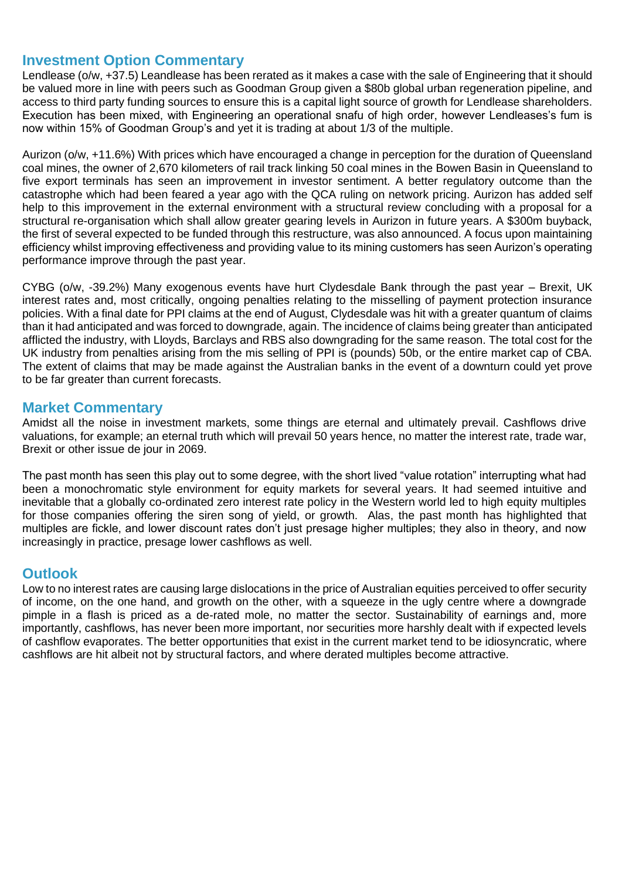## Investment Option Commentary

Lendlease (o/w, +37.5) Leandlease has been rerated as it makes a case with the sale of Engineering that it should be valued more in line with peers such as Goodman Group given a $80b global urban regeneration pipeline, and access to third party funding sources to ensure this is a capital light source of growth for Lendlease shareholders. Execution has been mixed, with Engineering an operational snafu of high order, however Lendleases's fum is now within 15% of Goodman Group's and yet it is trading at about 1/3 of the multiple.

Aurizon (o/w, +11.6%) With prices which have encouraged a change in perception for the duration of Queensland coal mines, the owner of 2,670 kilometers of rail track linking 50 coal mines in the Bowen Basin in Queensland to five export terminals has seen an improvement in investor sentiment. A better regulatory outcome than the catastrophe which had been feared a year ago with the QCA ruling on network pricing. Aurizon has added self help to this improvement in the external environment with a structural review concluding with a proposal for a structural re-organisation which shall allow greater gearing levels in Aurizon in future years. A $300m buyback, the first of several expected to be funded through this restructure, was also announced. A focus upon maintaining efficiency whilst improving effectiveness and providing value to its mining customers has seen Aurizon's operating performance improve through the past year.

CYBG (o/w, -39.2%) Many exogenous events have hurt Clydesdale Bank through the past year – Brexit, UK interest rates and, most critically, ongoing penalties relating to the misselling of payment protection insurance policies. With a final date for PPI claims at the end of August, Clydesdale was hit with a greater quantum of claims than it had anticipated and was forced to downgrade, again. The incidence of claims being greater than anticipated afflicted the industry, with Lloyds, Barclays and RBS also downgrading for the same reason. The total cost for the UK industry from penalties arising from the mis selling of PPI is (pounds) 50b, or the entire market cap of CBA. The extent of claims that may be made against the Australian banks in the event of a downturn could yet prove to be far greater than current forecasts.

## Market Commentary

Amidst all the noise in investment markets, some things are eternal and ultimately prevail. Cashflows drive valuations, for example; an eternal truth which will prevail 50 years hence, no matter the interest rate, trade war, Brexit or other issue de jour in 2069.

The past month has seen this play out to some degree, with the short lived "value rotation" interrupting what had been a monochromatic style environment for equity markets for several years. It had seemed intuitive and inevitable that a globally co-ordinated zero interest rate policy in the Western world led to high equity multiples for those companies offering the siren song of yield, or growth. Alas, the past month has highlighted that multiples are fickle, and lower discount rates don't just presage higher multiples; they also in theory, and now increasingly in practice, presage lower cashflows as well.

## Outlook

Low to no interest rates are causing large dislocations in the price of Australian equities perceived to offer security of income, on the one hand, and growth on the other, with a squeeze in the ugly centre where a downgrade pimple in a flash is priced as a de-rated mole, no matter the sector. Sustainability of earnings and, more importantly, cashflows, has never been more important, nor securities more harshly dealt with if expected levels of cashflow evaporates. The better opportunities that exist in the current market tend to be idiosyncratic, where cashflows are hit albeit not by structural factors, and where derated multiples become attractive.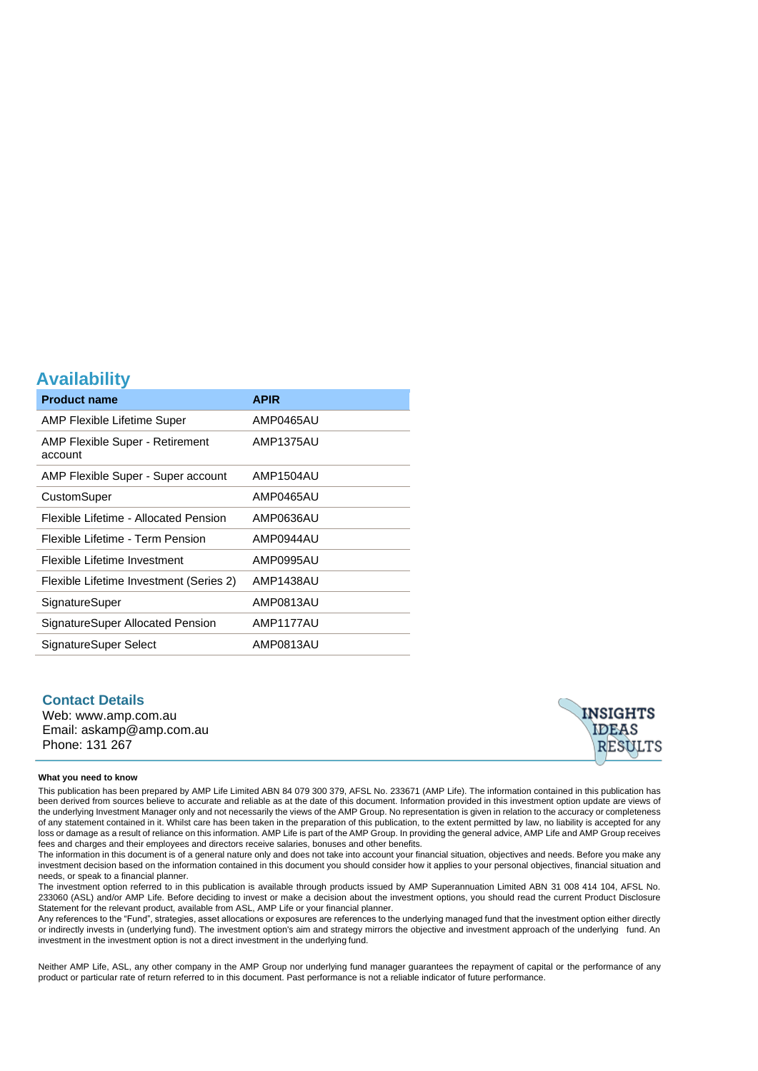## Availability

| Product name | APIR |
| --- | --- |
| AMP Flexible Lifetime Super | AMP0465AU |
| AMP Flexible Super - Retirement account | AMP1375AU |
| AMP Flexible Super - Super account | AMP1504AU |
| CustomSuper | AMP0465AU |
| Flexible Lifetime - Allocated Pension | AMP0636AU |
| Flexible Lifetime - Term Pension | AMP0944AU |
| Flexible Lifetime Investment | AMP0995AU |
| Flexible Lifetime Investment (Series 2) | AMP1438AU |
| SignatureSuper | AMP0813AU |
| SignatureSuper Allocated Pension | AMP1177AU |
| SignatureSuper Select | AMP0813AU |

### Contact Details

Web: www.amp.com.au
Email: askamp@amp.com.au
Phone: 131 267

INSIGHTS
IDEAS
RESULTS

**What you need to know**

This publication has been prepared by AMP Life Limited ABN 84 079 300 379, AFSL No. 233671 (AMP Life). The information contained in this publication has been derived from sources believe to accurate and reliable as at the date of this document. Information provided in this investment option update are views of the underlying Investment Manager only and not necessarily the views of the AMP Group. No representation is given in relation to the accuracy or completeness of any statement contained in it. Whilst care has been taken in the preparation of this publication, to the extent permitted by law, no liability is accepted for any loss or damage as a result of reliance on this information. AMP Life is part of the AMP Group. In providing the general advice, AMP Life and AMP Group receives fees and charges and their employees and directors receive salaries, bonuses and other benefits.

The information in this document is of a general nature only and does not take into account your financial situation, objectives and needs. Before you make any investment decision based on the information contained in this document you should consider how it applies to your personal objectives, financial situation and needs, or speak to a financial planner.

The investment option referred to in this publication is available through products issued by AMP Superannuation Limited ABN 31 008 414 104, AFSL No. 233060 (ASL) and/or AMP Life. Before deciding to invest or make a decision about the investment options, you should read the current Product Disclosure Statement for the relevant product, available from ASL, AMP Life or your financial planner.

Any references to the "Fund", strategies, asset allocations or exposures are references to the underlying managed fund that the investment option either directly or indirectly invests in (underlying fund). The investment option's aim and strategy mirrors the objective and investment approach of the underlying fund. An investment in the investment option is not a direct investment in the underlying fund.

Neither AMP Life, ASL, any other company in the AMP Group nor underlying fund manager guarantees the repayment of capital or the performance of any product or particular rate of return referred to in this document. Past performance is not a reliable indicator of future performance.